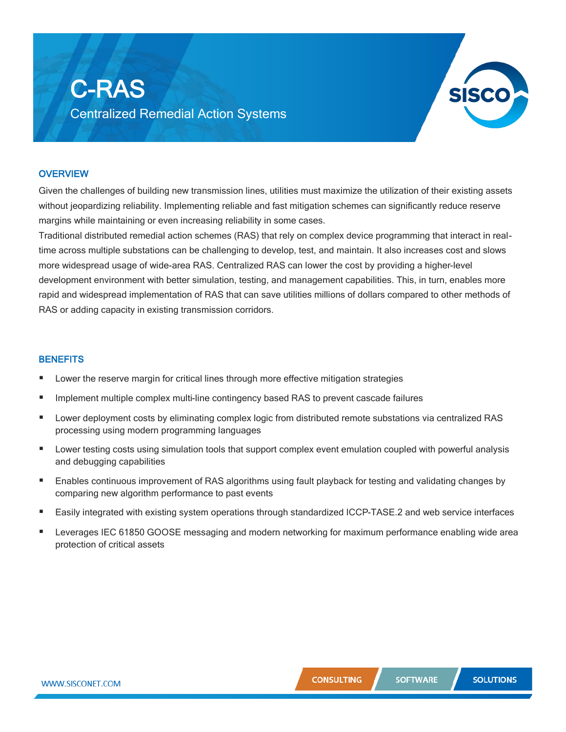# C-RAS

## Centralized Remedial Action Systems

### OVERVIEW

Given the challenges of building new transmission lines, utilities must maximize the utilization of their existing assets without jeopardizing reliability. Implementing reliable and fast mitigation schemes can significantly reduce reserve margins while maintaining or even increasing reliability in some cases.

Traditional distributed remedial action schemes (RAS) that rely on complex device programming that interact in real-time across multiple substations can be challenging to develop, test, and maintain. It also increases cost and slows more widespread usage of wide-area RAS. Centralized RAS can lower the cost by providing a higher-level development environment with better simulation, testing, and management capabilities. This, in turn, enables more rapid and widespread implementation of RAS that can save utilities millions of dollars compared to other methods of RAS or adding capacity in existing transmission corridors.

### BENEFITS

- Lower the reserve margin for critical lines through more effective mitigation strategies
- Implement multiple complex multi-line contingency based RAS to prevent cascade failures
- Lower deployment costs by eliminating complex logic from distributed remote substations via centralized RAS processing using modern programming languages
- Lower testing costs using simulation tools that support complex event emulation coupled with powerful analysis and debugging capabilities
- Enables continuous improvement of RAS algorithms using fault playback for testing and validating changes by comparing new algorithm performance to past events
- Easily integrated with existing system operations through standardized ICCP-TASE.2 and web service interfaces
- Leverages IEC 61850 GOOSE messaging and modern networking for maximum performance enabling wide area protection of critical assets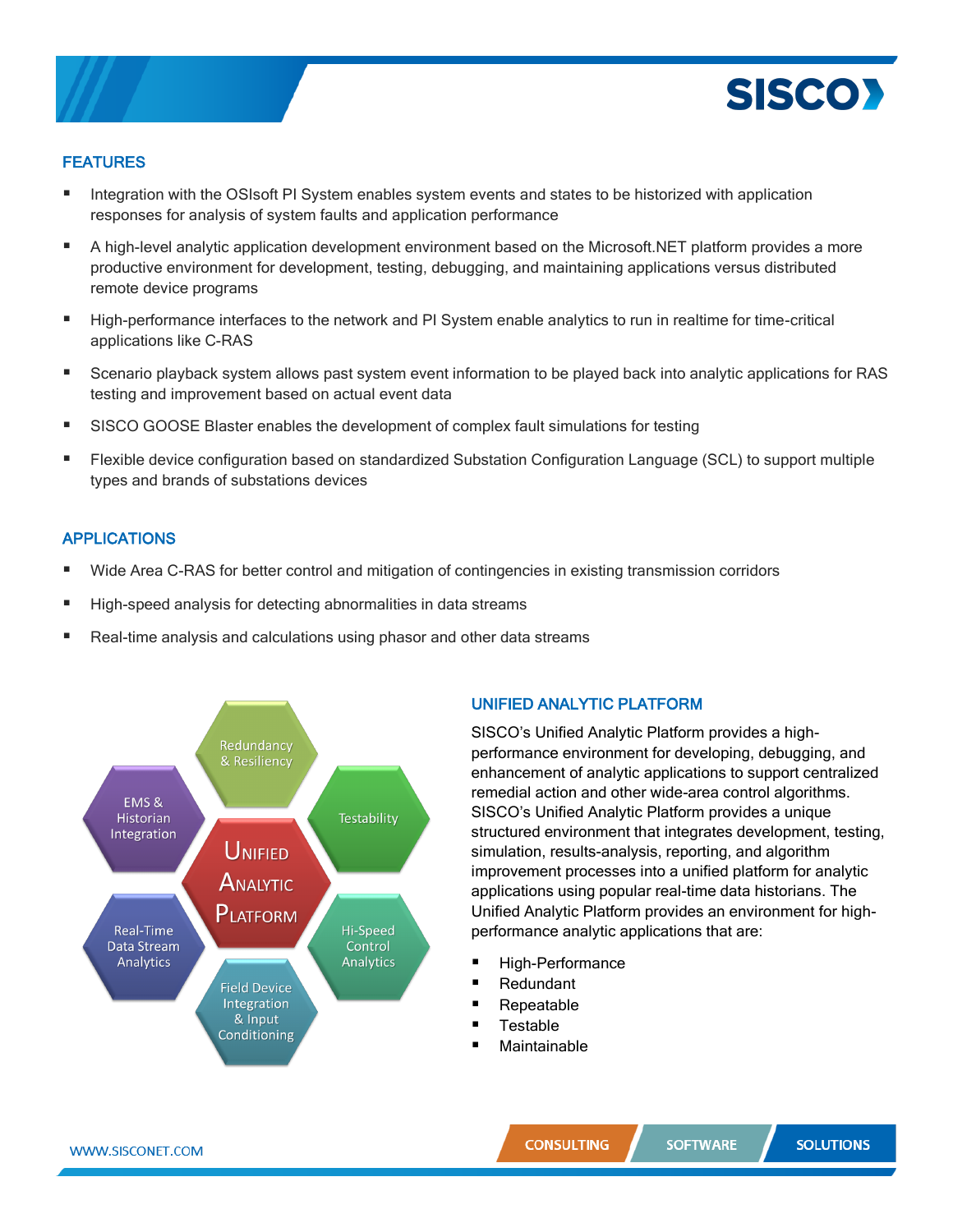## FEATURES

- Integration with the OSIsoft PI System enables system events and states to be historized with application responses for analysis of system faults and application performance
- A high-level analytic application development environment based on the Microsoft.NET platform provides a more productive environment for development, testing, debugging, and maintaining applications versus distributed remote device programs
- High-performance interfaces to the network and PI System enable analytics to run in realtime for time-critical applications like C-RAS
- Scenario playback system allows past system event information to be played back into analytic applications for RAS testing and improvement based on actual event data
- SISCO GOOSE Blaster enables the development of complex fault simulations for testing
- Flexible device configuration based on standardized Substation Configuration Language (SCL) to support multiple types and brands of substations devices

## APPLICATIONS

- Wide Area C-RAS for better control and mitigation of contingencies in existing transmission corridors
- High-speed analysis for detecting abnormalities in data streams
- Real-time analysis and calculations using phasor and other data streams

Redundancy & Resiliency
EMS & Historian Integration
Testability
UNIFIED ANALYTIC PLATFORM
Real-Time Data Stream Analytics
Hi-Speed Control Analytics
Field Device Integration & Input Conditioning

## UNIFIED ANALYTIC PLATFORM

SISCO's Unified Analytic Platform provides a high-performance environment for developing, debugging, and enhancement of analytic applications to support centralized remedial action and other wide-area control algorithms. SISCO's Unified Analytic Platform provides a unique structured environment that integrates development, testing, simulation, results-analysis, reporting, and algorithm improvement processes into a unified platform for analytic applications using popular real-time data historians. The Unified Analytic Platform provides an environment for high-performance analytic applications that are:

- High-Performance
- Redundant
- Repeatable
- Testable
- Maintainable

WWW.SISCONET.COM

CONSULTING SOFTWARE SOLUTIONS